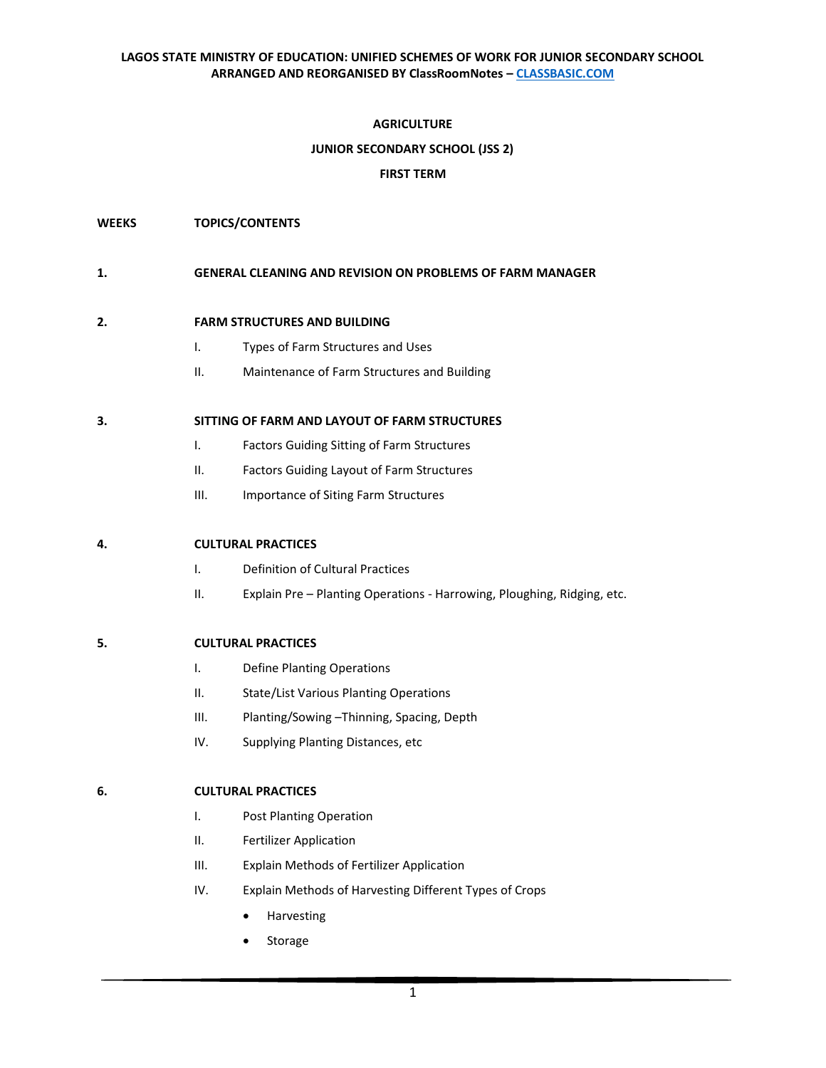**LAGOS STATE MINISTRY OF EDUCATION: UNIFIED SCHEMES OF WORK FOR JUNIOR SECONDARY SCHOOL**
**ARRANGED AND REORGANISED BY ClassRoomNotes – [CLASSBASIC.COM](http://CLASSBASIC.COM)**

# AGRICULTURE

## JUNIOR SECONDARY SCHOOL (JSS 2)

## FIRST TERM

**WEEKS** — **TOPICS/CONTENTS**

**1. GENERAL CLEANING AND REVISION ON PROBLEMS OF FARM MANAGER**

**2. FARM STRUCTURES AND BUILDING**

- I. Types of Farm Structures and Uses
- II. Maintenance of Farm Structures and Building

**3. SITTING OF FARM AND LAYOUT OF FARM STRUCTURES**

- I. Factors Guiding Sitting of Farm Structures
- II. Factors Guiding Layout of Farm Structures
- III. Importance of Siting Farm Structures

**4. CULTURAL PRACTICES**

- I. Definition of Cultural Practices
- II. Explain Pre – Planting Operations - Harrowing, Ploughing, Ridging, etc.

**5. CULTURAL PRACTICES**

- I. Define Planting Operations
- II. State/List Various Planting Operations
- III. Planting/Sowing –Thinning, Spacing, Depth
- IV. Supplying Planting Distances, etc

**6. CULTURAL PRACTICES**

- I. Post Planting Operation
- II. Fertilizer Application
- III. Explain Methods of Fertilizer Application
- IV. Explain Methods of Harvesting Different Types of Crops
    - Harvesting
    - Storage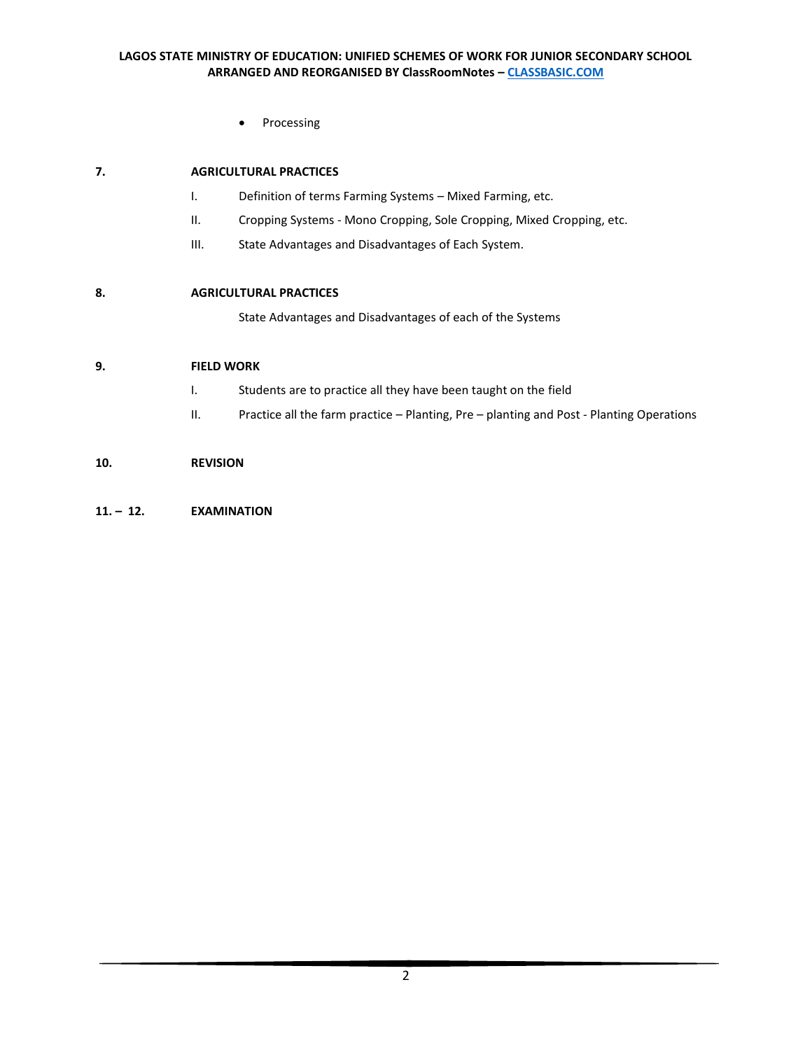- Processing

**7. AGRICULTURAL PRACTICES**

I. Definition of terms Farming Systems – Mixed Farming, etc.

II. Cropping Systems - Mono Cropping, Sole Cropping, Mixed Cropping, etc.

III. State Advantages and Disadvantages of Each System.

**8. AGRICULTURAL PRACTICES**

State Advantages and Disadvantages of each of the Systems

**9. FIELD WORK**

I. Students are to practice all they have been taught on the field

II. Practice all the farm practice – Planting, Pre – planting and Post - Planting Operations

**10. REVISION**

**11. – 12. EXAMINATION**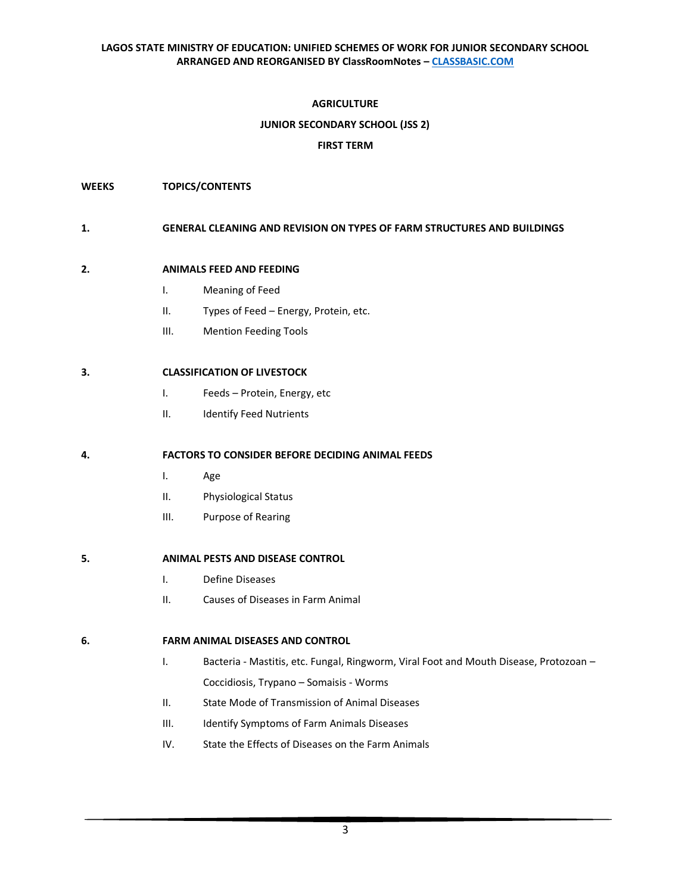**AGRICULTURE**

**JUNIOR SECONDARY SCHOOL (JSS 2)**

**FIRST TERM**

| WEEKS | TOPICS/CONTENTS |
|---|---|
| 1. | **GENERAL CLEANING AND REVISION ON TYPES OF FARM STRUCTURES AND BUILDINGS** |
| 2. | **ANIMALS FEED AND FEEDING**<br>I. Meaning of Feed<br>II. Types of Feed – Energy, Protein, etc.<br>III. Mention Feeding Tools |
| 3. | **CLASSIFICATION OF LIVESTOCK**<br>I. Feeds – Protein, Energy, etc<br>II. Identify Feed Nutrients |
| 4. | **FACTORS TO CONSIDER BEFORE DECIDING ANIMAL FEEDS**<br>I. Age<br>II. Physiological Status<br>III. Purpose of Rearing |
| 5. | **ANIMAL PESTS AND DISEASE CONTROL**<br>I. Define Diseases<br>II. Causes of Diseases in Farm Animal |
| 6. | **FARM ANIMAL DISEASES AND CONTROL**<br>I. Bacteria - Mastitis, etc. Fungal, Ringworm, Viral Foot and Mouth Disease, Protozoan – Coccidiosis, Trypano – Somaisis - Worms<br>II. State Mode of Transmission of Animal Diseases<br>III. Identify Symptoms of Farm Animals Diseases<br>IV. State the Effects of Diseases on the Farm Animals |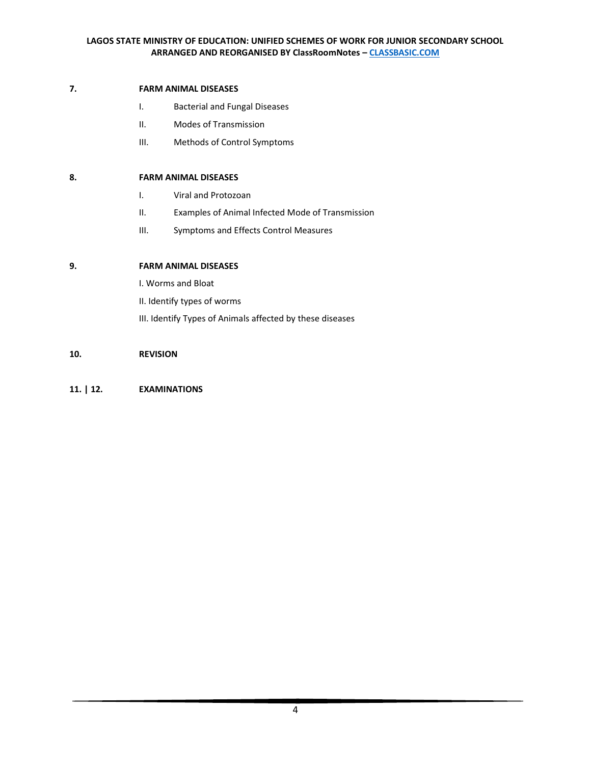**7.** **FARM ANIMAL DISEASES**

I. Bacterial and Fungal Diseases

II. Modes of Transmission

III. Methods of Control Symptoms

**8.** **FARM ANIMAL DISEASES**

I. Viral and Protozoan

II. Examples of Animal Infected Mode of Transmission

III. Symptoms and Effects Control Measures

**9.** **FARM ANIMAL DISEASES**

I. Worms and Bloat

II. Identify types of worms

III. Identify Types of Animals affected by these diseases

**10.** **REVISION**

**11. | 12.** **EXAMINATIONS**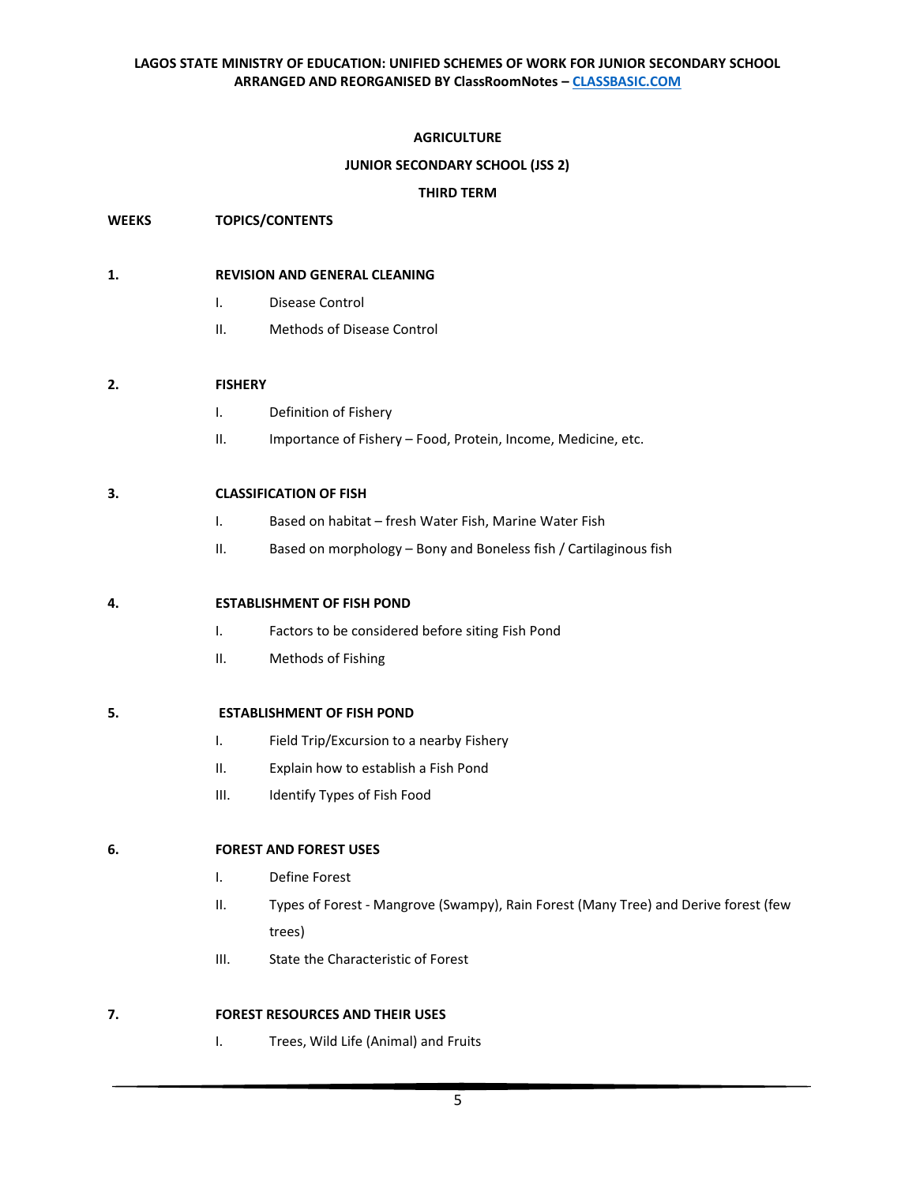# AGRICULTURE

## JUNIOR SECONDARY SCHOOL (JSS 2)

## THIRD TERM

| WEEKS | TOPICS/CONTENTS |
|---|---|
| 1. | **REVISION AND GENERAL CLEANING**<br>I. Disease Control<br>II. Methods of Disease Control |
| 2. | **FISHERY**<br>I. Definition of Fishery<br>II. Importance of Fishery – Food, Protein, Income, Medicine, etc. |
| 3. | **CLASSIFICATION OF FISH**<br>I. Based on habitat – fresh Water Fish, Marine Water Fish<br>II. Based on morphology – Bony and Boneless fish / Cartilaginous fish |
| 4. | **ESTABLISHMENT OF FISH POND**<br>I. Factors to be considered before siting Fish Pond<br>II. Methods of Fishing |
| 5. | **ESTABLISHMENT OF FISH POND**<br>I. Field Trip/Excursion to a nearby Fishery<br>II. Explain how to establish a Fish Pond<br>III. Identify Types of Fish Food |
| 6. | **FOREST AND FOREST USES**<br>I. Define Forest<br>II. Types of Forest - Mangrove (Swampy), Rain Forest (Many Tree) and Derive forest (few trees)<br>III. State the Characteristic of Forest |
| 7. | **FOREST RESOURCES AND THEIR USES**<br>I. Trees, Wild Life (Animal) and Fruits |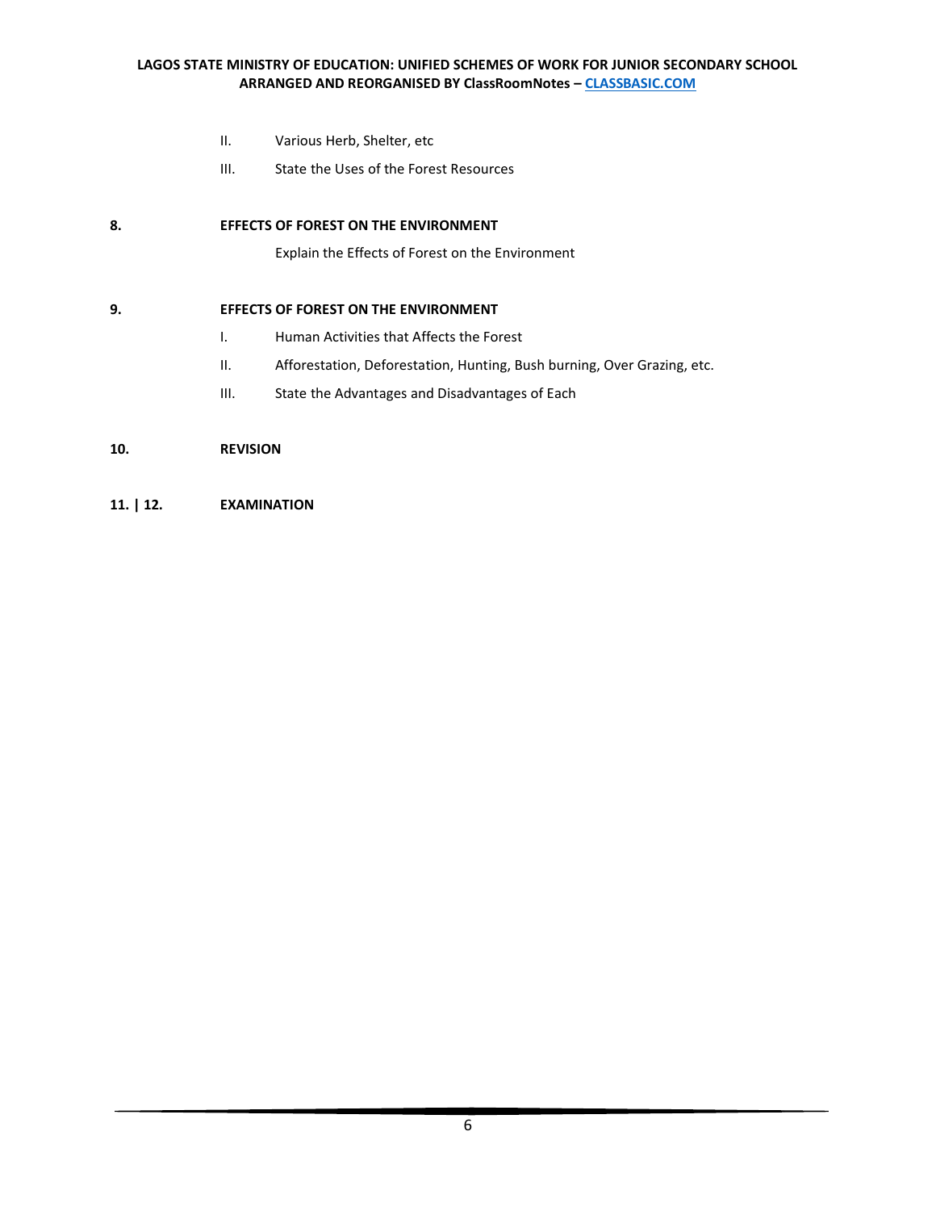II. Various Herb, Shelter, etc

III. State the Uses of the Forest Resources

**8. EFFECTS OF FOREST ON THE ENVIRONMENT**

Explain the Effects of Forest on the Environment

**9. EFFECTS OF FOREST ON THE ENVIRONMENT**

I. Human Activities that Affects the Forest

II. Afforestation, Deforestation, Hunting, Bush burning, Over Grazing, etc.

III. State the Advantages and Disadvantages of Each

**10. REVISION**

**11. | 12. EXAMINATION**